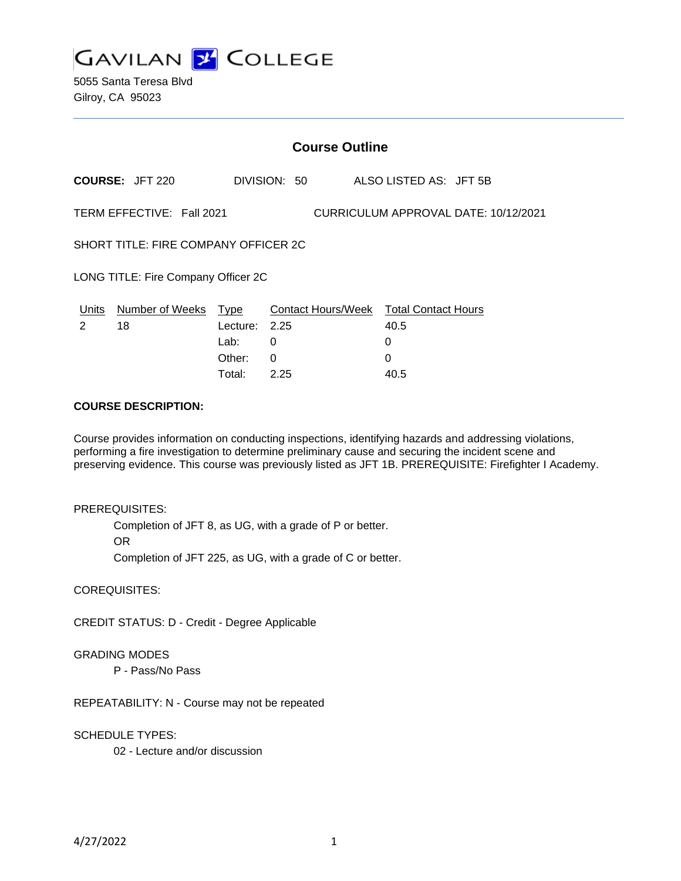# GAVILAN COLLEGE

5055 Santa Teresa Blvd
Gilroy, CA 95023

## Course Outline

**COURSE:** JFT 220 DIVISION: 50 ALSO LISTED AS: JFT 5B

TERM EFFECTIVE: Fall 2021 CURRICULUM APPROVAL DATE: 10/12/2021

SHORT TITLE: FIRE COMPANY OFFICER 2C

LONG TITLE: Fire Company Officer 2C

| Units | Number of Weeks | Type | Contact Hours/Week | Total Contact Hours |
| --- | --- | --- | --- | --- |
| 2 | 18 | Lecture: | 2.25 | 40.5 |
| | | Lab: | 0 | 0 |
| | | Other: | 0 | 0 |
| | | Total: | 2.25 | 40.5 |

**COURSE DESCRIPTION:**

Course provides information on conducting inspections, identifying hazards and addressing violations, performing a fire investigation to determine preliminary cause and securing the incident scene and preserving evidence. This course was previously listed as JFT 1B. PREREQUISITE: Firefighter I Academy.

PREREQUISITES:

Completion of JFT 8, as UG, with a grade of P or better.
OR
Completion of JFT 225, as UG, with a grade of C or better.

COREQUISITES:

CREDIT STATUS: D - Credit - Degree Applicable

GRADING MODES

P - Pass/No Pass

REPEATABILITY: N - Course may not be repeated

SCHEDULE TYPES:

02 - Lecture and/or discussion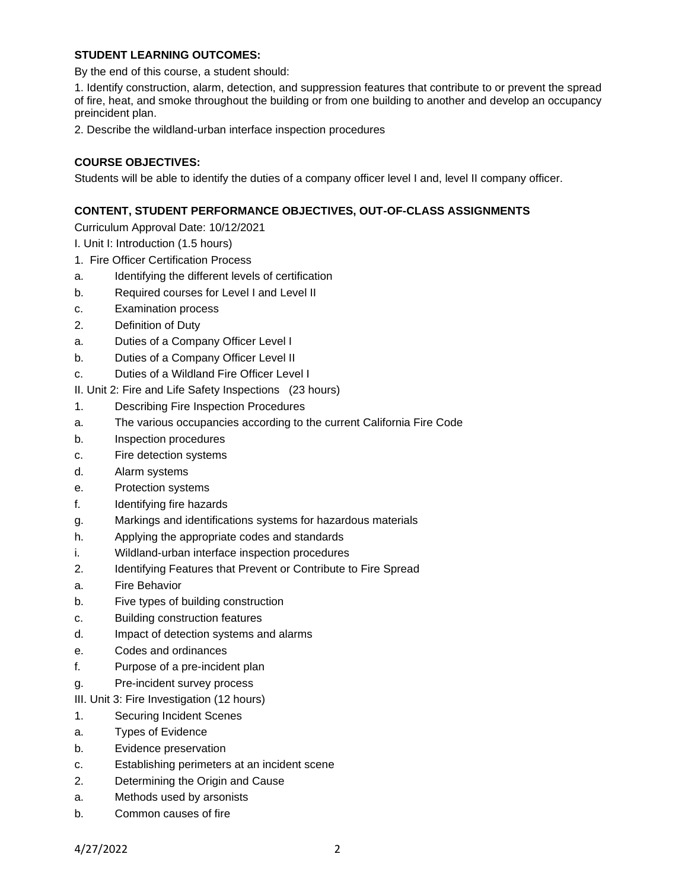**STUDENT LEARNING OUTCOMES:**

By the end of this course, a student should:

1. Identify construction, alarm, detection, and suppression features that contribute to or prevent the spread of fire, heat, and smoke throughout the building or from one building to another and develop an occupancy preincident plan.

2. Describe the wildland-urban interface inspection procedures

**COURSE OBJECTIVES:**

Students will be able to identify the duties of a company officer level I and, level II company officer.

**CONTENT, STUDENT PERFORMANCE OBJECTIVES, OUT-OF-CLASS ASSIGNMENTS**

Curriculum Approval Date: 10/12/2021

I. Unit I: Introduction (1.5 hours)

1. Fire Officer Certification Process

a. Identifying the different levels of certification

b. Required courses for Level I and Level II

c. Examination process

2. Definition of Duty

a. Duties of a Company Officer Level I

b. Duties of a Company Officer Level II

c. Duties of a Wildland Fire Officer Level I

II. Unit 2: Fire and Life Safety Inspections (23 hours)

1. Describing Fire Inspection Procedures

a. The various occupancies according to the current California Fire Code

b. Inspection procedures

c. Fire detection systems

d. Alarm systems

e. Protection systems

f. Identifying fire hazards

g. Markings and identifications systems for hazardous materials

h. Applying the appropriate codes and standards

i. Wildland-urban interface inspection procedures

2. Identifying Features that Prevent or Contribute to Fire Spread

a. Fire Behavior

b. Five types of building construction

c. Building construction features

d. Impact of detection systems and alarms

e. Codes and ordinances

f. Purpose of a pre-incident plan

g. Pre-incident survey process

III. Unit 3: Fire Investigation (12 hours)

1. Securing Incident Scenes

a. Types of Evidence

b. Evidence preservation

c. Establishing perimeters at an incident scene

2. Determining the Origin and Cause

a. Methods used by arsonists

b. Common causes of fire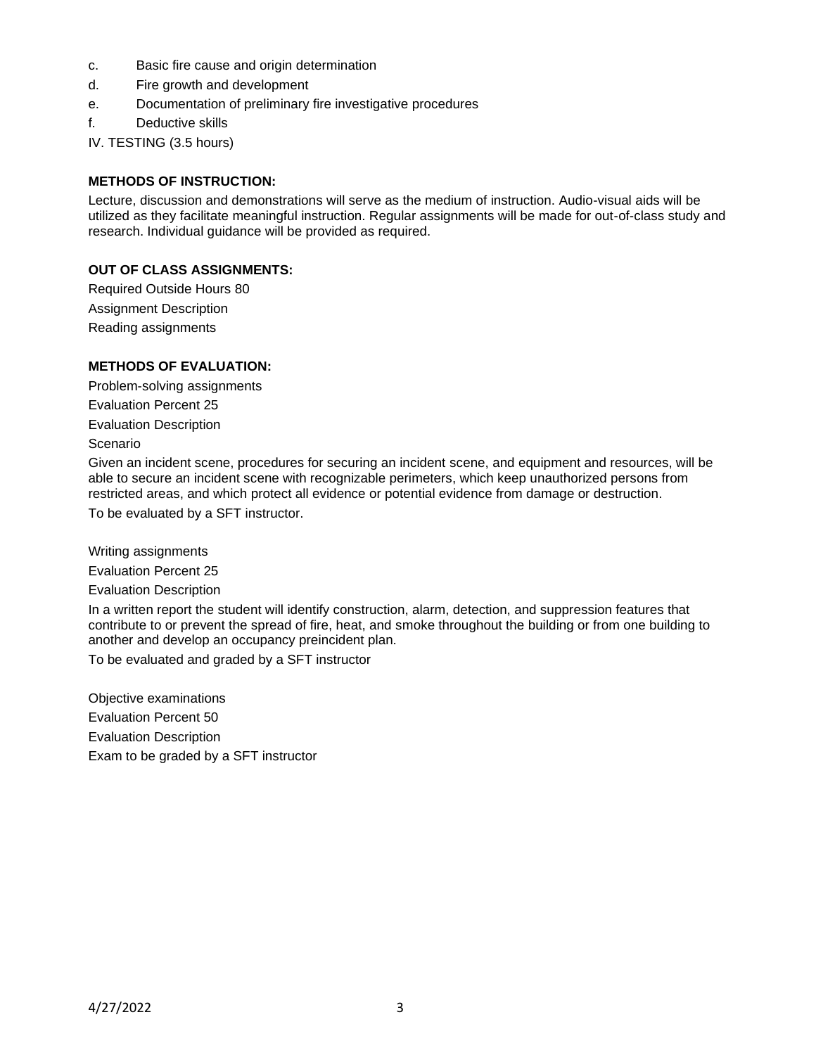c. Basic fire cause and origin determination
d. Fire growth and development
e. Documentation of preliminary fire investigative procedures
f. Deductive skills

IV. TESTING (3.5 hours)

**METHODS OF INSTRUCTION:**

Lecture, discussion and demonstrations will serve as the medium of instruction. Audio-visual aids will be utilized as they facilitate meaningful instruction. Regular assignments will be made for out-of-class study and research. Individual guidance will be provided as required.

**OUT OF CLASS ASSIGNMENTS:**

Required Outside Hours 80

Assignment Description

Reading assignments

**METHODS OF EVALUATION:**

Problem-solving assignments

Evaluation Percent 25

Evaluation Description

Scenario

Given an incident scene, procedures for securing an incident scene, and equipment and resources, will be able to secure an incident scene with recognizable perimeters, which keep unauthorized persons from restricted areas, and which protect all evidence or potential evidence from damage or destruction.

To be evaluated by a SFT instructor.

Writing assignments

Evaluation Percent 25

Evaluation Description

In a written report the student will identify construction, alarm, detection, and suppression features that contribute to or prevent the spread of fire, heat, and smoke throughout the building or from one building to another and develop an occupancy preincident plan.

To be evaluated and graded by a SFT instructor

Objective examinations

Evaluation Percent 50

Evaluation Description

Exam to be graded by a SFT instructor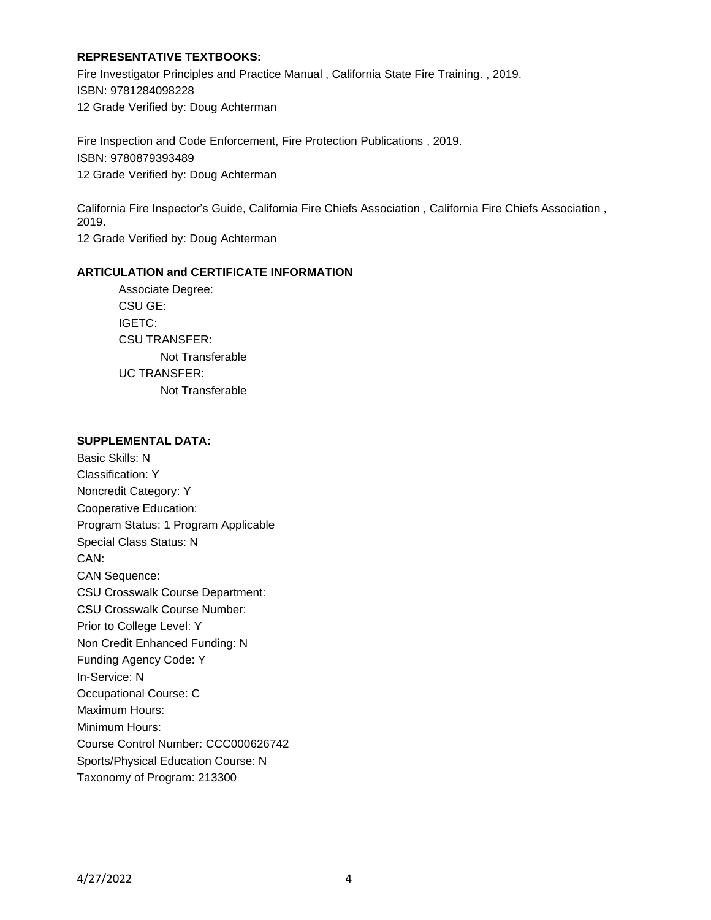**REPRESENTATIVE TEXTBOOKS:**

Fire Investigator Principles and Practice Manual , California State Fire Training. , 2019.
ISBN: 9781284098228
12 Grade Verified by: Doug Achterman

Fire Inspection and Code Enforcement, Fire Protection Publications , 2019.
ISBN: 9780879393489
12 Grade Verified by: Doug Achterman

California Fire Inspector's Guide, California Fire Chiefs Association , California Fire Chiefs Association , 2019.
12 Grade Verified by: Doug Achterman

**ARTICULATION and CERTIFICATE INFORMATION**

Associate Degree:
CSU GE:
IGETC:
CSU TRANSFER:
Not Transferable
UC TRANSFER:
Not Transferable

**SUPPLEMENTAL DATA:**

Basic Skills: N
Classification: Y
Noncredit Category: Y
Cooperative Education:
Program Status: 1 Program Applicable
Special Class Status: N
CAN:
CAN Sequence:
CSU Crosswalk Course Department:
CSU Crosswalk Course Number:
Prior to College Level: Y
Non Credit Enhanced Funding: N
Funding Agency Code: Y
In-Service: N
Occupational Course: C
Maximum Hours:
Minimum Hours:
Course Control Number: CCC000626742
Sports/Physical Education Course: N
Taxonomy of Program: 213300